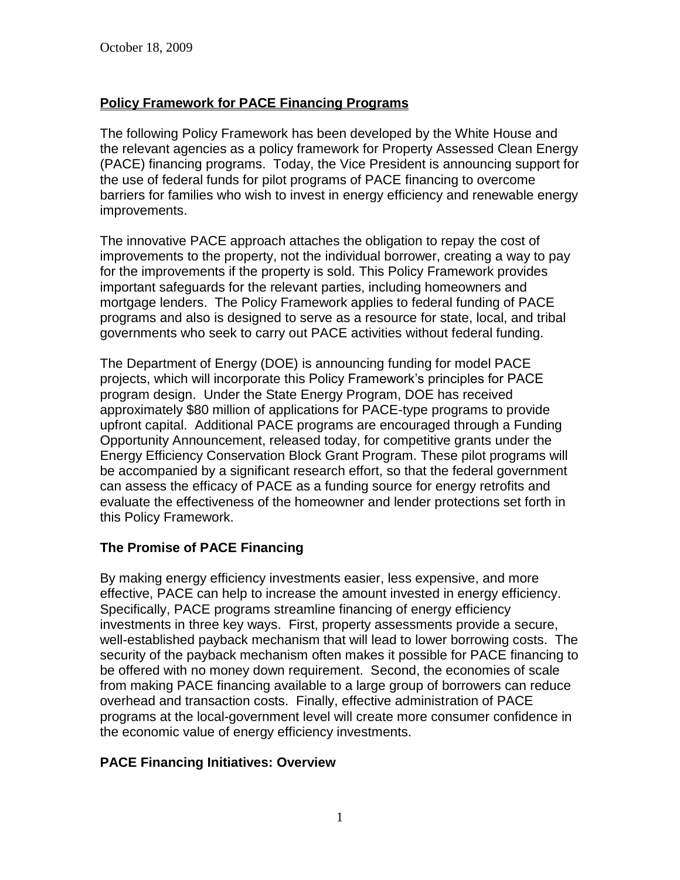October 18, 2009

## Policy Framework for PACE Financing Programs

The following Policy Framework has been developed by the White House and the relevant agencies as a policy framework for Property Assessed Clean Energy (PACE) financing programs. Today, the Vice President is announcing support for the use of federal funds for pilot programs of PACE financing to overcome barriers for families who wish to invest in energy efficiency and renewable energy improvements.

The innovative PACE approach attaches the obligation to repay the cost of improvements to the property, not the individual borrower, creating a way to pay for the improvements if the property is sold. This Policy Framework provides important safeguards for the relevant parties, including homeowners and mortgage lenders. The Policy Framework applies to federal funding of PACE programs and also is designed to serve as a resource for state, local, and tribal governments who seek to carry out PACE activities without federal funding.

The Department of Energy (DOE) is announcing funding for model PACE projects, which will incorporate this Policy Framework's principles for PACE program design. Under the State Energy Program, DOE has received approximately $80 million of applications for PACE-type programs to provide upfront capital. Additional PACE programs are encouraged through a Funding Opportunity Announcement, released today, for competitive grants under the Energy Efficiency Conservation Block Grant Program. These pilot programs will be accompanied by a significant research effort, so that the federal government can assess the efficacy of PACE as a funding source for energy retrofits and evaluate the effectiveness of the homeowner and lender protections set forth in this Policy Framework.

### The Promise of PACE Financing

By making energy efficiency investments easier, less expensive, and more effective, PACE can help to increase the amount invested in energy efficiency. Specifically, PACE programs streamline financing of energy efficiency investments in three key ways. First, property assessments provide a secure, well-established payback mechanism that will lead to lower borrowing costs. The security of the payback mechanism often makes it possible for PACE financing to be offered with no money down requirement. Second, the economies of scale from making PACE financing available to a large group of borrowers can reduce overhead and transaction costs. Finally, effective administration of PACE programs at the local-government level will create more consumer confidence in the economic value of energy efficiency investments.

### PACE Financing Initiatives: Overview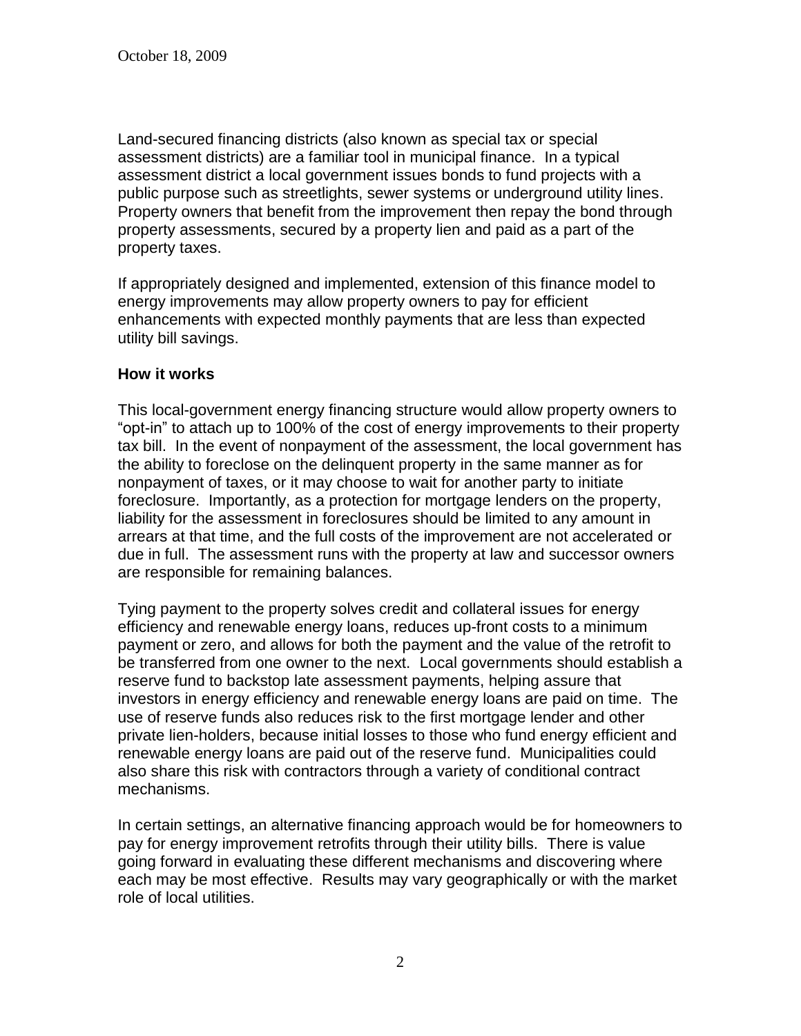Land-secured financing districts (also known as special tax or special assessment districts) are a familiar tool in municipal finance. In a typical assessment district a local government issues bonds to fund projects with a public purpose such as streetlights, sewer systems or underground utility lines. Property owners that benefit from the improvement then repay the bond through property assessments, secured by a property lien and paid as a part of the property taxes.

If appropriately designed and implemented, extension of this finance model to energy improvements may allow property owners to pay for efficient enhancements with expected monthly payments that are less than expected utility bill savings.

**How it works**

This local-government energy financing structure would allow property owners to "opt-in" to attach up to 100% of the cost of energy improvements to their property tax bill. In the event of nonpayment of the assessment, the local government has the ability to foreclose on the delinquent property in the same manner as for nonpayment of taxes, or it may choose to wait for another party to initiate foreclosure. Importantly, as a protection for mortgage lenders on the property, liability for the assessment in foreclosures should be limited to any amount in arrears at that time, and the full costs of the improvement are not accelerated or due in full. The assessment runs with the property at law and successor owners are responsible for remaining balances.

Tying payment to the property solves credit and collateral issues for energy efficiency and renewable energy loans, reduces up-front costs to a minimum payment or zero, and allows for both the payment and the value of the retrofit to be transferred from one owner to the next. Local governments should establish a reserve fund to backstop late assessment payments, helping assure that investors in energy efficiency and renewable energy loans are paid on time. The use of reserve funds also reduces risk to the first mortgage lender and other private lien-holders, because initial losses to those who fund energy efficient and renewable energy loans are paid out of the reserve fund. Municipalities could also share this risk with contractors through a variety of conditional contract mechanisms.

In certain settings, an alternative financing approach would be for homeowners to pay for energy improvement retrofits through their utility bills. There is value going forward in evaluating these different mechanisms and discovering where each may be most effective. Results may vary geographically or with the market role of local utilities.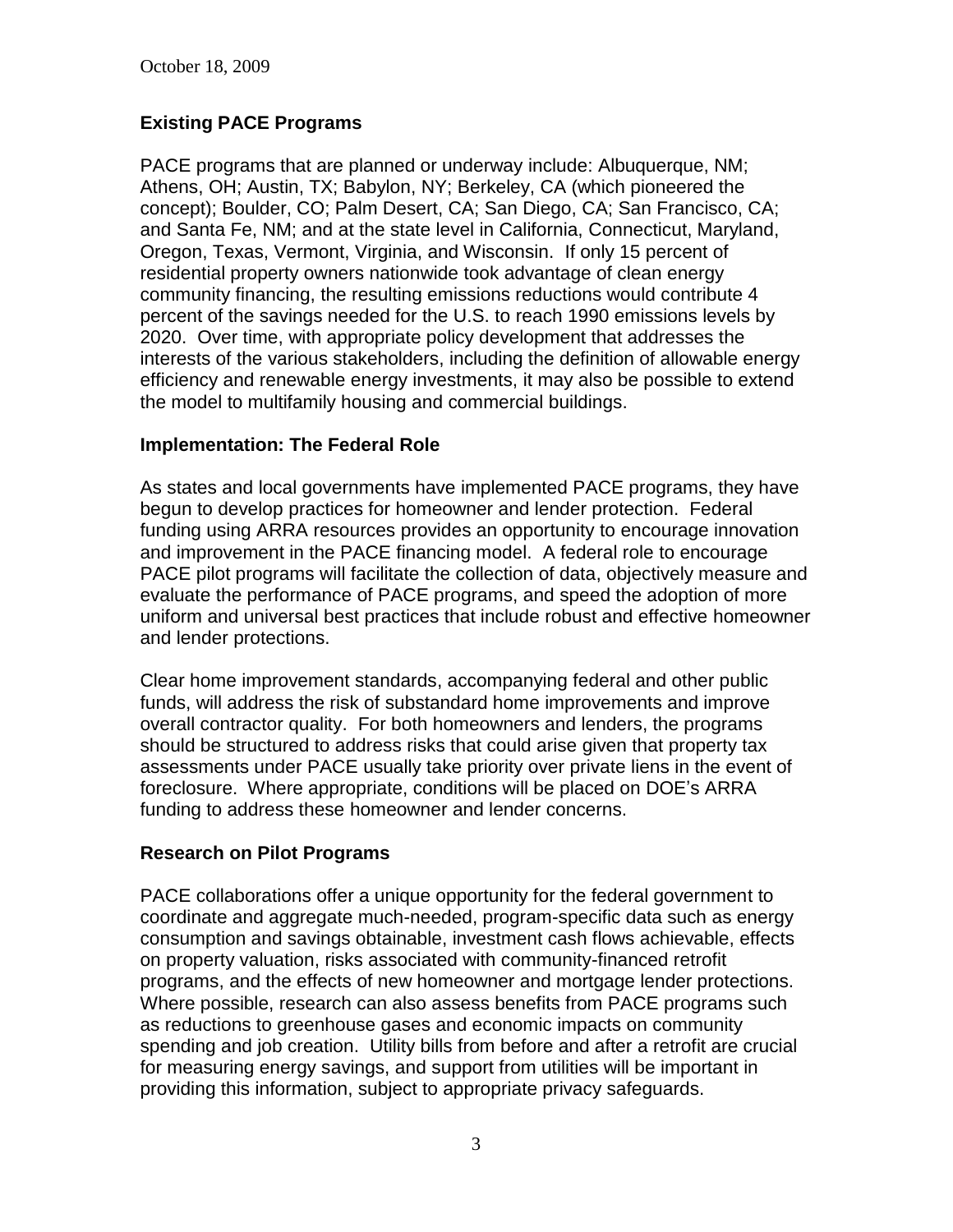## Existing PACE Programs

PACE programs that are planned or underway include: Albuquerque, NM; Athens, OH; Austin, TX; Babylon, NY; Berkeley, CA (which pioneered the concept); Boulder, CO; Palm Desert, CA; San Diego, CA; San Francisco, CA; and Santa Fe, NM; and at the state level in California, Connecticut, Maryland, Oregon, Texas, Vermont, Virginia, and Wisconsin. If only 15 percent of residential property owners nationwide took advantage of clean energy community financing, the resulting emissions reductions would contribute 4 percent of the savings needed for the U.S. to reach 1990 emissions levels by 2020. Over time, with appropriate policy development that addresses the interests of the various stakeholders, including the definition of allowable energy efficiency and renewable energy investments, it may also be possible to extend the model to multifamily housing and commercial buildings.

## Implementation: The Federal Role

As states and local governments have implemented PACE programs, they have begun to develop practices for homeowner and lender protection. Federal funding using ARRA resources provides an opportunity to encourage innovation and improvement in the PACE financing model. A federal role to encourage PACE pilot programs will facilitate the collection of data, objectively measure and evaluate the performance of PACE programs, and speed the adoption of more uniform and universal best practices that include robust and effective homeowner and lender protections.

Clear home improvement standards, accompanying federal and other public funds, will address the risk of substandard home improvements and improve overall contractor quality. For both homeowners and lenders, the programs should be structured to address risks that could arise given that property tax assessments under PACE usually take priority over private liens in the event of foreclosure. Where appropriate, conditions will be placed on DOE's ARRA funding to address these homeowner and lender concerns.

## Research on Pilot Programs

PACE collaborations offer a unique opportunity for the federal government to coordinate and aggregate much-needed, program-specific data such as energy consumption and savings obtainable, investment cash flows achievable, effects on property valuation, risks associated with community-financed retrofit programs, and the effects of new homeowner and mortgage lender protections. Where possible, research can also assess benefits from PACE programs such as reductions to greenhouse gases and economic impacts on community spending and job creation. Utility bills from before and after a retrofit are crucial for measuring energy savings, and support from utilities will be important in providing this information, subject to appropriate privacy safeguards.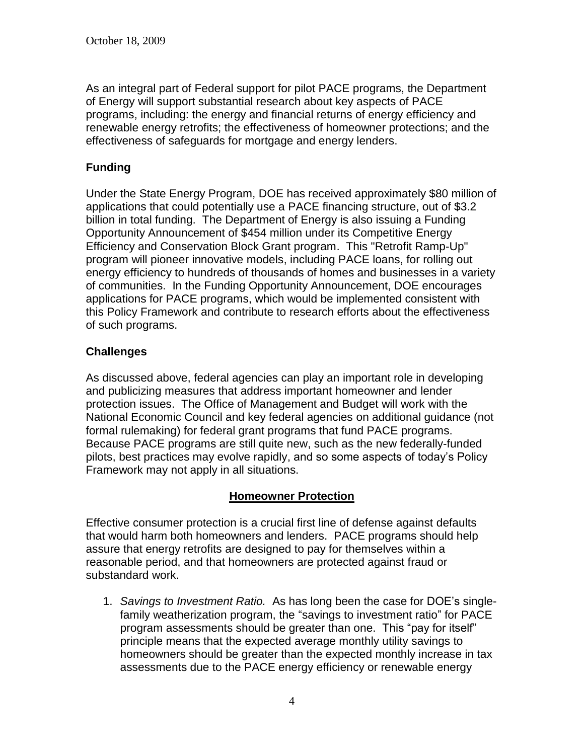October 18, 2009

As an integral part of Federal support for pilot PACE programs, the Department of Energy will support substantial research about key aspects of PACE programs, including: the energy and financial returns of energy efficiency and renewable energy retrofits; the effectiveness of homeowner protections; and the effectiveness of safeguards for mortgage and energy lenders.

## Funding

Under the State Energy Program, DOE has received approximately $80 million of applications that could potentially use a PACE financing structure, out of $3.2 billion in total funding. The Department of Energy is also issuing a Funding Opportunity Announcement of $454 million under its Competitive Energy Efficiency and Conservation Block Grant program. This "Retrofit Ramp-Up" program will pioneer innovative models, including PACE loans, for rolling out energy efficiency to hundreds of thousands of homes and businesses in a variety of communities. In the Funding Opportunity Announcement, DOE encourages applications for PACE programs, which would be implemented consistent with this Policy Framework and contribute to research efforts about the effectiveness of such programs.

## Challenges

As discussed above, federal agencies can play an important role in developing and publicizing measures that address important homeowner and lender protection issues. The Office of Management and Budget will work with the National Economic Council and key federal agencies on additional guidance (not formal rulemaking) for federal grant programs that fund PACE programs. Because PACE programs are still quite new, such as the new federally-funded pilots, best practices may evolve rapidly, and so some aspects of today's Policy Framework may not apply in all situations.

## Homeowner Protection

Effective consumer protection is a crucial first line of defense against defaults that would harm both homeowners and lenders. PACE programs should help assure that energy retrofits are designed to pay for themselves within a reasonable period, and that homeowners are protected against fraud or substandard work.

1. *Savings to Investment Ratio.* As has long been the case for DOE's single-family weatherization program, the "savings to investment ratio" for PACE program assessments should be greater than one. This "pay for itself" principle means that the expected average monthly utility savings to homeowners should be greater than the expected monthly increase in tax assessments due to the PACE energy efficiency or renewable energy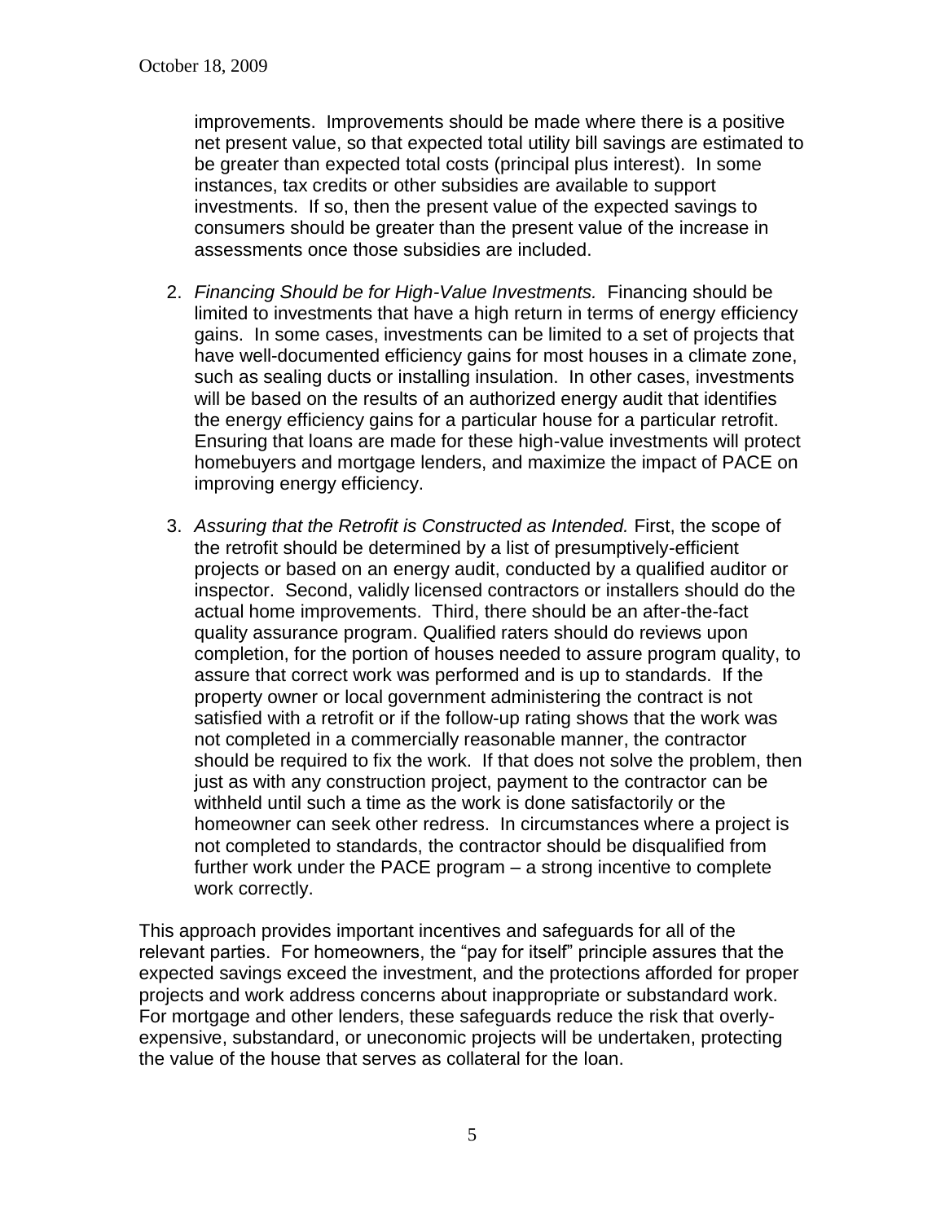improvements. Improvements should be made where there is a positive net present value, so that expected total utility bill savings are estimated to be greater than expected total costs (principal plus interest). In some instances, tax credits or other subsidies are available to support investments. If so, then the present value of the expected savings to consumers should be greater than the present value of the increase in assessments once those subsidies are included.

2. *Financing Should be for High-Value Investments.* Financing should be limited to investments that have a high return in terms of energy efficiency gains. In some cases, investments can be limited to a set of projects that have well-documented efficiency gains for most houses in a climate zone, such as sealing ducts or installing insulation. In other cases, investments will be based on the results of an authorized energy audit that identifies the energy efficiency gains for a particular house for a particular retrofit. Ensuring that loans are made for these high-value investments will protect homebuyers and mortgage lenders, and maximize the impact of PACE on improving energy efficiency.

3. *Assuring that the Retrofit is Constructed as Intended.* First, the scope of the retrofit should be determined by a list of presumptively-efficient projects or based on an energy audit, conducted by a qualified auditor or inspector. Second, validly licensed contractors or installers should do the actual home improvements. Third, there should be an after-the-fact quality assurance program. Qualified raters should do reviews upon completion, for the portion of houses needed to assure program quality, to assure that correct work was performed and is up to standards. If the property owner or local government administering the contract is not satisfied with a retrofit or if the follow-up rating shows that the work was not completed in a commercially reasonable manner, the contractor should be required to fix the work. If that does not solve the problem, then just as with any construction project, payment to the contractor can be withheld until such a time as the work is done satisfactorily or the homeowner can seek other redress. In circumstances where a project is not completed to standards, the contractor should be disqualified from further work under the PACE program – a strong incentive to complete work correctly.

This approach provides important incentives and safeguards for all of the relevant parties. For homeowners, the "pay for itself" principle assures that the expected savings exceed the investment, and the protections afforded for proper projects and work address concerns about inappropriate or substandard work. For mortgage and other lenders, these safeguards reduce the risk that overly-expensive, substandard, or uneconomic projects will be undertaken, protecting the value of the house that serves as collateral for the loan.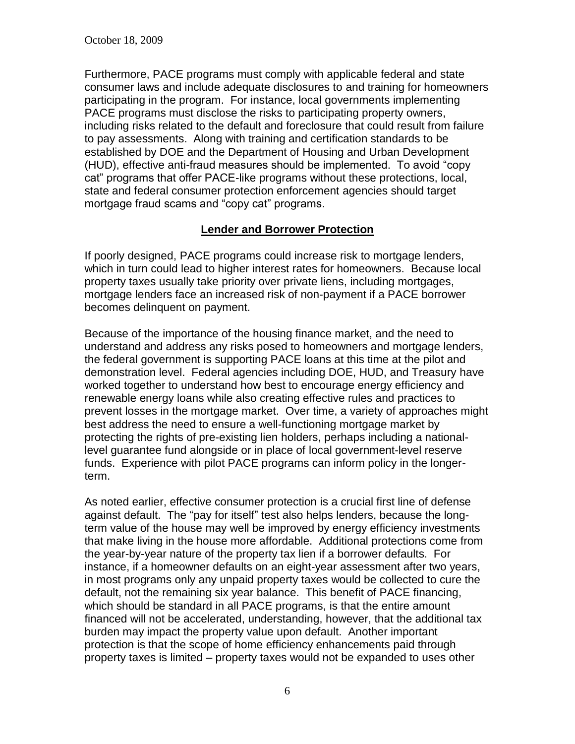Furthermore, PACE programs must comply with applicable federal and state consumer laws and include adequate disclosures to and training for homeowners participating in the program. For instance, local governments implementing PACE programs must disclose the risks to participating property owners, including risks related to the default and foreclosure that could result from failure to pay assessments. Along with training and certification standards to be established by DOE and the Department of Housing and Urban Development (HUD), effective anti-fraud measures should be implemented. To avoid "copy cat" programs that offer PACE-like programs without these protections, local, state and federal consumer protection enforcement agencies should target mortgage fraud scams and "copy cat" programs.

## Lender and Borrower Protection

If poorly designed, PACE programs could increase risk to mortgage lenders, which in turn could lead to higher interest rates for homeowners. Because local property taxes usually take priority over private liens, including mortgages, mortgage lenders face an increased risk of non-payment if a PACE borrower becomes delinquent on payment.

Because of the importance of the housing finance market, and the need to understand and address any risks posed to homeowners and mortgage lenders, the federal government is supporting PACE loans at this time at the pilot and demonstration level. Federal agencies including DOE, HUD, and Treasury have worked together to understand how best to encourage energy efficiency and renewable energy loans while also creating effective rules and practices to prevent losses in the mortgage market. Over time, a variety of approaches might best address the need to ensure a well-functioning mortgage market by protecting the rights of pre-existing lien holders, perhaps including a national-level guarantee fund alongside or in place of local government-level reserve funds. Experience with pilot PACE programs can inform policy in the longer-term.

As noted earlier, effective consumer protection is a crucial first line of defense against default. The "pay for itself" test also helps lenders, because the long-term value of the house may well be improved by energy efficiency investments that make living in the house more affordable. Additional protections come from the year-by-year nature of the property tax lien if a borrower defaults. For instance, if a homeowner defaults on an eight-year assessment after two years, in most programs only any unpaid property taxes would be collected to cure the default, not the remaining six year balance. This benefit of PACE financing, which should be standard in all PACE programs, is that the entire amount financed will not be accelerated, understanding, however, that the additional tax burden may impact the property value upon default. Another important protection is that the scope of home efficiency enhancements paid through property taxes is limited – property taxes would not be expanded to uses other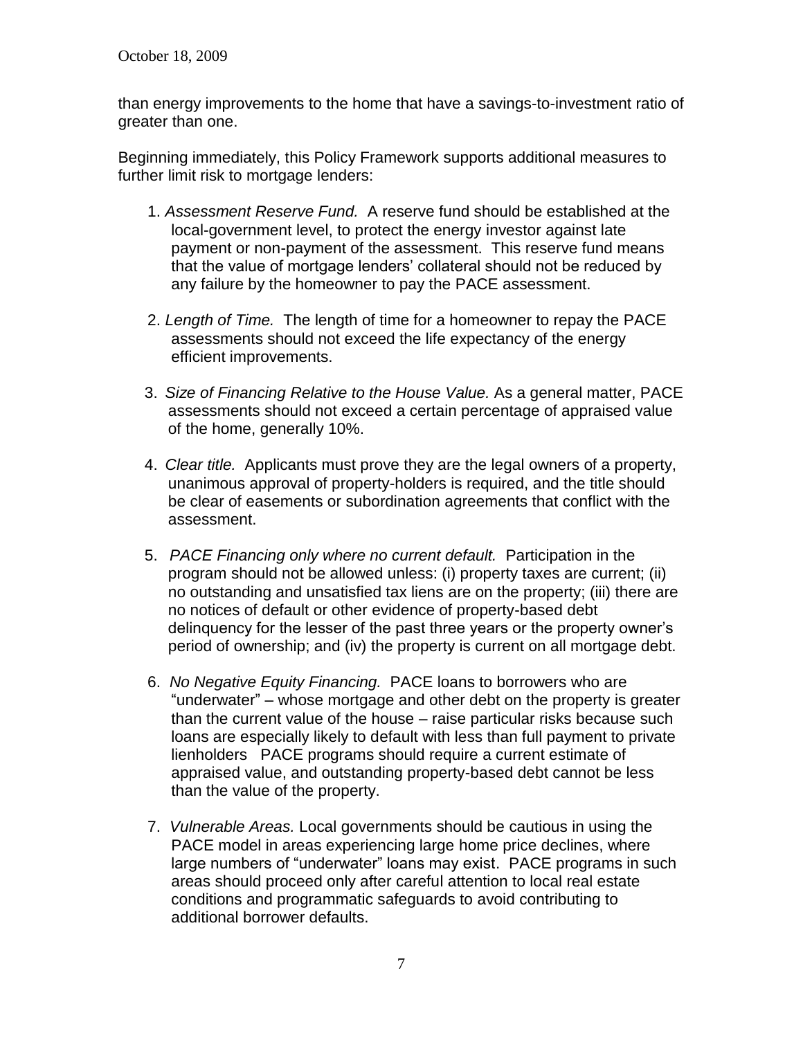than energy improvements to the home that have a savings-to-investment ratio of greater than one.

Beginning immediately, this Policy Framework supports additional measures to further limit risk to mortgage lenders:

1. *Assessment Reserve Fund.* A reserve fund should be established at the local-government level, to protect the energy investor against late payment or non-payment of the assessment. This reserve fund means that the value of mortgage lenders' collateral should not be reduced by any failure by the homeowner to pay the PACE assessment.

2. *Length of Time.* The length of time for a homeowner to repay the PACE assessments should not exceed the life expectancy of the energy efficient improvements.

3. *Size of Financing Relative to the House Value.* As a general matter, PACE assessments should not exceed a certain percentage of appraised value of the home, generally 10%.

4. *Clear title.* Applicants must prove they are the legal owners of a property, unanimous approval of property-holders is required, and the title should be clear of easements or subordination agreements that conflict with the assessment.

5. *PACE Financing only where no current default.* Participation in the program should not be allowed unless: (i) property taxes are current; (ii) no outstanding and unsatisfied tax liens are on the property; (iii) there are no notices of default or other evidence of property-based debt delinquency for the lesser of the past three years or the property owner's period of ownership; and (iv) the property is current on all mortgage debt.

6. *No Negative Equity Financing.* PACE loans to borrowers who are "underwater" – whose mortgage and other debt on the property is greater than the current value of the house – raise particular risks because such loans are especially likely to default with less than full payment to private lienholders PACE programs should require a current estimate of appraised value, and outstanding property-based debt cannot be less than the value of the property.

7. *Vulnerable Areas.* Local governments should be cautious in using the PACE model in areas experiencing large home price declines, where large numbers of "underwater" loans may exist. PACE programs in such areas should proceed only after careful attention to local real estate conditions and programmatic safeguards to avoid contributing to additional borrower defaults.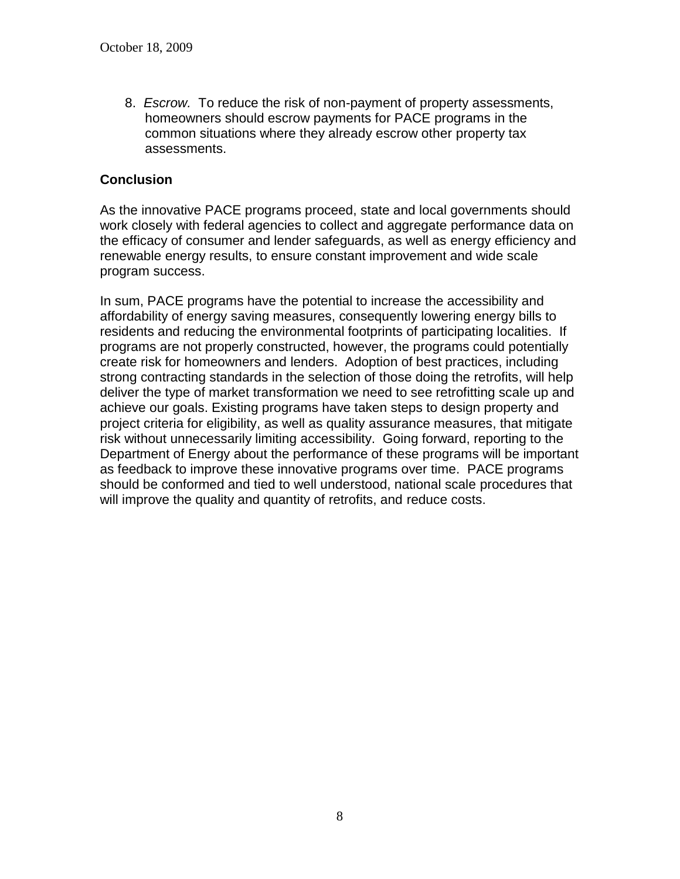8. *Escrow.* To reduce the risk of non-payment of property assessments, homeowners should escrow payments for PACE programs in the common situations where they already escrow other property tax assessments.

**Conclusion**

As the innovative PACE programs proceed, state and local governments should work closely with federal agencies to collect and aggregate performance data on the efficacy of consumer and lender safeguards, as well as energy efficiency and renewable energy results, to ensure constant improvement and wide scale program success.

In sum, PACE programs have the potential to increase the accessibility and affordability of energy saving measures, consequently lowering energy bills to residents and reducing the environmental footprints of participating localities. If programs are not properly constructed, however, the programs could potentially create risk for homeowners and lenders. Adoption of best practices, including strong contracting standards in the selection of those doing the retrofits, will help deliver the type of market transformation we need to see retrofitting scale up and achieve our goals. Existing programs have taken steps to design property and project criteria for eligibility, as well as quality assurance measures, that mitigate risk without unnecessarily limiting accessibility. Going forward, reporting to the Department of Energy about the performance of these programs will be important as feedback to improve these innovative programs over time. PACE programs should be conformed and tied to well understood, national scale procedures that will improve the quality and quantity of retrofits, and reduce costs.